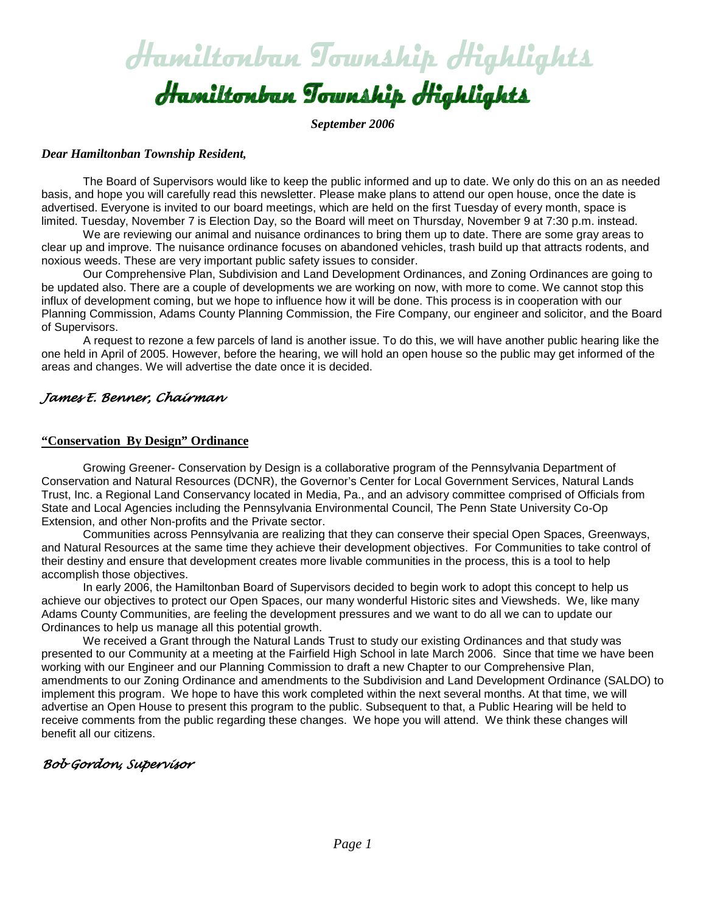# Hamiltonban Township Highlights

***September 2006***

***Dear Hamiltonban Township Resident,***

The Board of Supervisors would like to keep the public informed and up to date. We only do this on an as needed basis, and hope you will carefully read this newsletter. Please make plans to attend our open house, once the date is advertised. Everyone is invited to our board meetings, which are held on the first Tuesday of every month, space is limited. Tuesday, November 7 is Election Day, so the Board will meet on Thursday, November 9 at 7:30 p.m. instead.

We are reviewing our animal and nuisance ordinances to bring them up to date. There are some gray areas to clear up and improve. The nuisance ordinance focuses on abandoned vehicles, trash build up that attracts rodents, and noxious weeds. These are very important public safety issues to consider.

Our Comprehensive Plan, Subdivision and Land Development Ordinances, and Zoning Ordinances are going to be updated also. There are a couple of developments we are working on now, with more to come. We cannot stop this influx of development coming, but we hope to influence how it will be done. This process is in cooperation with our Planning Commission, Adams County Planning Commission, the Fire Company, our engineer and solicitor, and the Board of Supervisors.

A request to rezone a few parcels of land is another issue. To do this, we will have another public hearing like the one held in April of 2005. However, before the hearing, we will hold an open house so the public may get informed of the areas and changes. We will advertise the date once it is decided.

*James E. Benner, Chairman*

## "Conservation By Design" Ordinance

Growing Greener- Conservation by Design is a collaborative program of the Pennsylvania Department of Conservation and Natural Resources (DCNR), the Governor's Center for Local Government Services, Natural Lands Trust, Inc. a Regional Land Conservancy located in Media, Pa., and an advisory committee comprised of Officials from State and Local Agencies including the Pennsylvania Environmental Council, The Penn State University Co-Op Extension, and other Non-profits and the Private sector.

Communities across Pennsylvania are realizing that they can conserve their special Open Spaces, Greenways, and Natural Resources at the same time they achieve their development objectives. For Communities to take control of their destiny and ensure that development creates more livable communities in the process, this is a tool to help accomplish those objectives.

In early 2006, the Hamiltonban Board of Supervisors decided to begin work to adopt this concept to help us achieve our objectives to protect our Open Spaces, our many wonderful Historic sites and Viewsheds. We, like many Adams County Communities, are feeling the development pressures and we want to do all we can to update our Ordinances to help us manage all this potential growth.

We received a Grant through the Natural Lands Trust to study our existing Ordinances and that study was presented to our Community at a meeting at the Fairfield High School in late March 2006. Since that time we have been working with our Engineer and our Planning Commission to draft a new Chapter to our Comprehensive Plan, amendments to our Zoning Ordinance and amendments to the Subdivision and Land Development Ordinance (SALDO) to implement this program. We hope to have this work completed within the next several months. At that time, we will advertise an Open House to present this program to the public. Subsequent to that, a Public Hearing will be held to receive comments from the public regarding these changes. We hope you will attend. We think these changes will benefit all our citizens.

*Bob Gordon, Supervisor*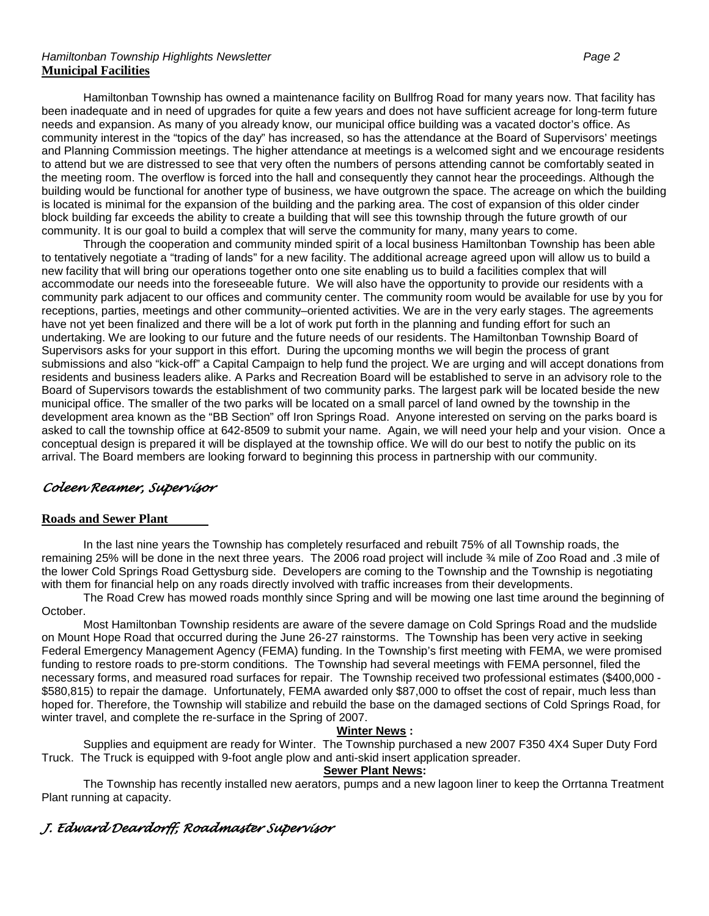## Municipal Facilities

Hamiltonban Township has owned a maintenance facility on Bullfrog Road for many years now. That facility has been inadequate and in need of upgrades for quite a few years and does not have sufficient acreage for long-term future needs and expansion. As many of you already know, our municipal office building was a vacated doctor's office. As community interest in the "topics of the day" has increased, so has the attendance at the Board of Supervisors' meetings and Planning Commission meetings. The higher attendance at meetings is a welcomed sight and we encourage residents to attend but we are distressed to see that very often the numbers of persons attending cannot be comfortably seated in the meeting room. The overflow is forced into the hall and consequently they cannot hear the proceedings. Although the building would be functional for another type of business, we have outgrown the space. The acreage on which the building is located is minimal for the expansion of the building and the parking area. The cost of expansion of this older cinder block building far exceeds the ability to create a building that will see this township through the future growth of our community. It is our goal to build a complex that will serve the community for many, many years to come.

Through the cooperation and community minded spirit of a local business Hamiltonban Township has been able to tentatively negotiate a "trading of lands" for a new facility. The additional acreage agreed upon will allow us to build a new facility that will bring our operations together onto one site enabling us to build a facilities complex that will accommodate our needs into the foreseeable future. We will also have the opportunity to provide our residents with a community park adjacent to our offices and community center. The community room would be available for use by you for receptions, parties, meetings and other community–oriented activities. We are in the very early stages. The agreements have not yet been finalized and there will be a lot of work put forth in the planning and funding effort for such an undertaking. We are looking to our future and the future needs of our residents. The Hamiltonban Township Board of Supervisors asks for your support in this effort. During the upcoming months we will begin the process of grant submissions and also "kick-off" a Capital Campaign to help fund the project. We are urging and will accept donations from residents and business leaders alike. A Parks and Recreation Board will be established to serve in an advisory role to the Board of Supervisors towards the establishment of two community parks. The largest park will be located beside the new municipal office. The smaller of the two parks will be located on a small parcel of land owned by the township in the development area known as the "BB Section" off Iron Springs Road. Anyone interested on serving on the parks board is asked to call the township office at 642-8509 to submit your name. Again, we will need your help and your vision. Once a conceptual design is prepared it will be displayed at the township office. We will do our best to notify the public on its arrival. The Board members are looking forward to beginning this process in partnership with our community.

*Coleen Reamer, Supervisor*

## Roads and Sewer Plant

In the last nine years the Township has completely resurfaced and rebuilt 75% of all Township roads, the remaining 25% will be done in the next three years. The 2006 road project will include ¾ mile of Zoo Road and .3 mile of the lower Cold Springs Road Gettysburg side. Developers are coming to the Township and the Township is negotiating with them for financial help on any roads directly involved with traffic increases from their developments.

The Road Crew has mowed roads monthly since Spring and will be mowing one last time around the beginning of October.

Most Hamiltonban Township residents are aware of the severe damage on Cold Springs Road and the mudslide on Mount Hope Road that occurred during the June 26-27 rainstorms. The Township has been very active in seeking Federal Emergency Management Agency (FEMA) funding. In the Township's first meeting with FEMA, we were promised funding to restore roads to pre-storm conditions. The Township had several meetings with FEMA personnel, filed the necessary forms, and measured road surfaces for repair. The Township received two professional estimates ($400,000 - $580,815) to repair the damage. Unfortunately, FEMA awarded only $87,000 to offset the cost of repair, much less than hoped for. Therefore, the Township will stabilize and rebuild the base on the damaged sections of Cold Springs Road, for winter travel, and complete the re-surface in the Spring of 2007.

**Winter News :**

Supplies and equipment are ready for Winter. The Township purchased a new 2007 F350 4X4 Super Duty Ford Truck. The Truck is equipped with 9-foot angle plow and anti-skid insert application spreader.

**Sewer Plant News:**

The Township has recently installed new aerators, pumps and a new lagoon liner to keep the Orrtanna Treatment Plant running at capacity.

*J. Edward Deardorff, Roadmaster Supervisor*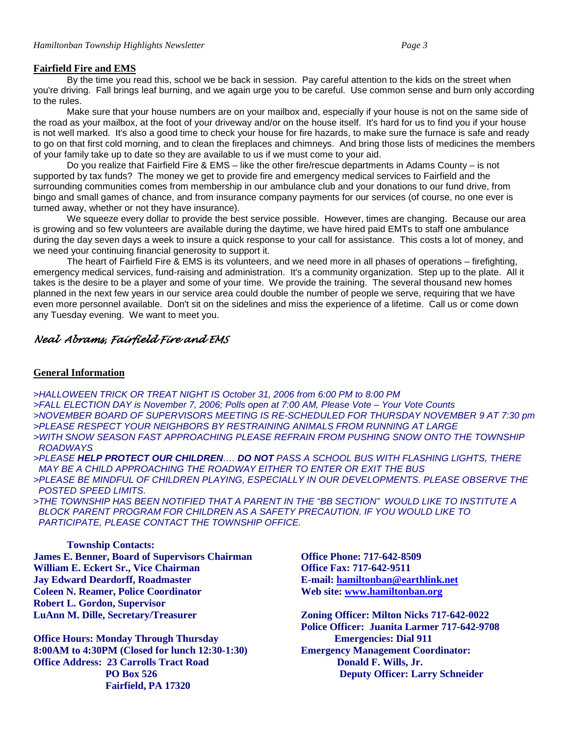## Fairfield Fire and EMS

By the time you read this, school we be back in session. Pay careful attention to the kids on the street when you're driving. Fall brings leaf burning, and we again urge you to be careful. Use common sense and burn only according to the rules.

Make sure that your house numbers are on your mailbox and, especially if your house is not on the same side of the road as your mailbox, at the foot of your driveway and/or on the house itself. It's hard for us to find you if your house is not well marked. It's also a good time to check your house for fire hazards, to make sure the furnace is safe and ready to go on that first cold morning, and to clean the fireplaces and chimneys. And bring those lists of medicines the members of your family take up to date so they are available to us if we must come to your aid.

Do you realize that Fairfield Fire & EMS – like the other fire/rescue departments in Adams County – is not supported by tax funds? The money we get to provide fire and emergency medical services to Fairfield and the surrounding communities comes from membership in our ambulance club and your donations to our fund drive, from bingo and small games of chance, and from insurance company payments for our services (of course, no one ever is turned away, whether or not they have insurance).

We squeeze every dollar to provide the best service possible. However, times are changing. Because our area is growing and so few volunteers are available during the daytime, we have hired paid EMTs to staff one ambulance during the day seven days a week to insure a quick response to your call for assistance. This costs a lot of money, and we need your continuing financial generosity to support it.

The heart of Fairfield Fire & EMS is its volunteers, and we need more in all phases of operations – firefighting, emergency medical services, fund-raising and administration. It's a community organization. Step up to the plate. All it takes is the desire to be a player and some of your time. We provide the training. The several thousand new homes planned in the next few years in our service area could double the number of people we serve, requiring that we have even more personnel available. Don't sit on the sidelines and miss the experience of a lifetime. Call us or come down any Tuesday evening. We want to meet you.

*Neal Abrams, Fairfield Fire and EMS*

## General Information

*>HALLOWEEN TRICK OR TREAT NIGHT IS October 31, 2006 from 6:00 PM to 8:00 PM*

*>FALL ELECTION DAY is November 7, 2006; Polls open at 7:00 AM, Please Vote – Your Vote Counts*

*>NOVEMBER BOARD OF SUPERVISORS MEETING IS RE-SCHEDULED FOR THURSDAY NOVEMBER 9 AT 7:30 pm*

*>PLEASE RESPECT YOUR NEIGHBORS BY RESTRAINING ANIMALS FROM RUNNING AT LARGE*

*>WITH SNOW SEASON FAST APPROACHING PLEASE REFRAIN FROM PUSHING SNOW ONTO THE TOWNSHIP ROADWAYS*

*>PLEASE **HELP PROTECT OUR CHILDREN**…. **DO NOT** PASS A SCHOOL BUS WITH FLASHING LIGHTS, THERE MAY BE A CHILD APPROACHING THE ROADWAY EITHER TO ENTER OR EXIT THE BUS*

*>PLEASE BE MINDFUL OF CHILDREN PLAYING, ESPECIALLY IN OUR DEVELOPMENTS. PLEASE OBSERVE THE POSTED SPEED LIMITS.*

*>THE TOWNSHIP HAS BEEN NOTIFIED THAT A PARENT IN THE "BB SECTION" WOULD LIKE TO INSTITUTE A BLOCK PARENT PROGRAM FOR CHILDREN AS A SAFETY PRECAUTION. IF YOU WOULD LIKE TO PARTICIPATE, PLEASE CONTACT THE TOWNSHIP OFFICE.*

**Township Contacts:**

**James E. Benner, Board of Supervisors Chairman**
**William E. Eckert Sr., Vice Chairman**
**Jay Edward Deardorff, Roadmaster**
**Coleen N. Reamer, Police Coordinator**
**Robert L. Gordon, Supervisor**
**LuAnn M. Dille, Secretary/Treasurer**

**Office Hours: Monday Through Thursday**
**8:00AM to 4:30PM (Closed for lunch 12:30-1:30)**
**Office Address: 23 Carrolls Tract Road**
**PO Box 526**
**Fairfield, PA 17320**

**Office Phone: 717-642-8509**
**Office Fax: 717-642-9511**
**E-mail: hamiltonban@earthlink.net**
**Web site: www.hamiltonban.org**

**Zoning Officer: Milton Nicks 717-642-0022**
**Police Officer: Juanita Larmer 717-642-9708**
**Emergencies: Dial 911**
**Emergency Management Coordinator:**
**Donald F. Wills, Jr.**
**Deputy Officer: Larry Schneider**